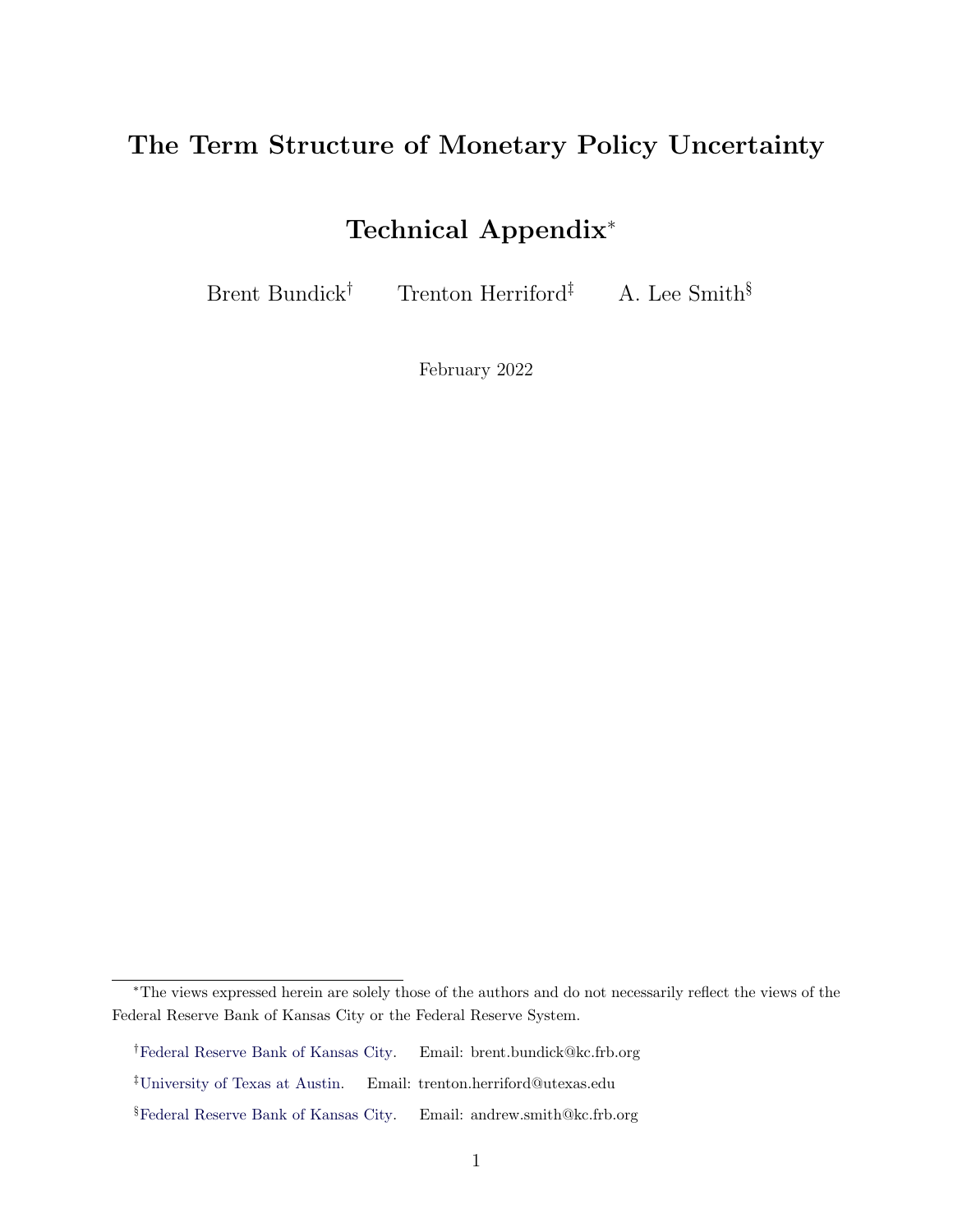# The Term Structure of Monetary Policy Uncertainty

## Technical Appendix[*]

Brent Bundick[†] Trenton Herriford[‡] A. Lee Smith[§]

February 2022

---

[*] The views expressed herein are solely those of the authors and do not necessarily reflect the views of the Federal Reserve Bank of Kansas City or the Federal Reserve System.

[†] Federal Reserve Bank of Kansas City. Email: brent.bundick@kc.frb.org

[‡] University of Texas at Austin. Email: trenton.herriford@utexas.edu

[§] Federal Reserve Bank of Kansas City. Email: andrew.smith@kc.frb.org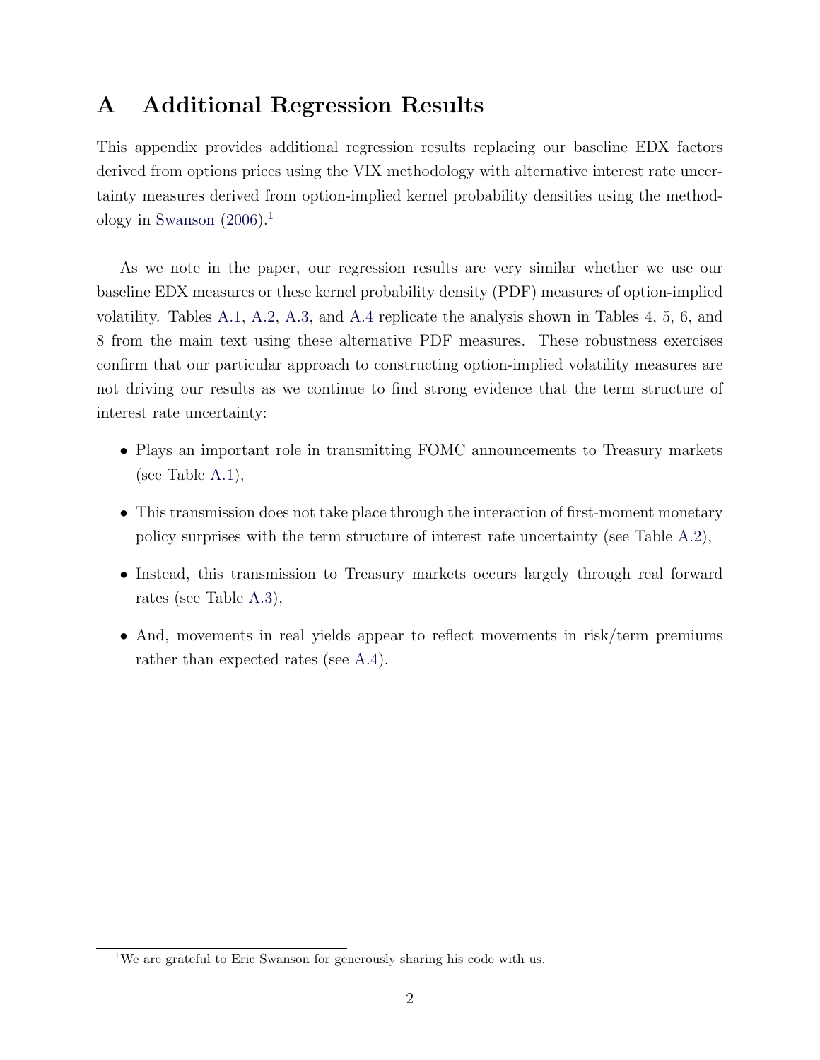# A Additional Regression Results

This appendix provides additional regression results replacing our baseline EDX factors derived from options prices using the VIX methodology with alternative interest rate uncertainty measures derived from option-implied kernel probability densities using the methodology in Swanson (2006).[1]

As we note in the paper, our regression results are very similar whether we use our baseline EDX measures or these kernel probability density (PDF) measures of option-implied volatility. Tables A.1, A.2, A.3, and A.4 replicate the analysis shown in Tables 4, 5, 6, and 8 from the main text using these alternative PDF measures. These robustness exercises confirm that our particular approach to constructing option-implied volatility measures are not driving our results as we continue to find strong evidence that the term structure of interest rate uncertainty:

- Plays an important role in transmitting FOMC announcements to Treasury markets (see Table A.1),
- This transmission does not take place through the interaction of first-moment monetary policy surprises with the term structure of interest rate uncertainty (see Table A.2),
- Instead, this transmission to Treasury markets occurs largely through real forward rates (see Table A.3),
- And, movements in real yields appear to reflect movements in risk/term premiums rather than expected rates (see A.4).

[1] We are grateful to Eric Swanson for generously sharing his code with us.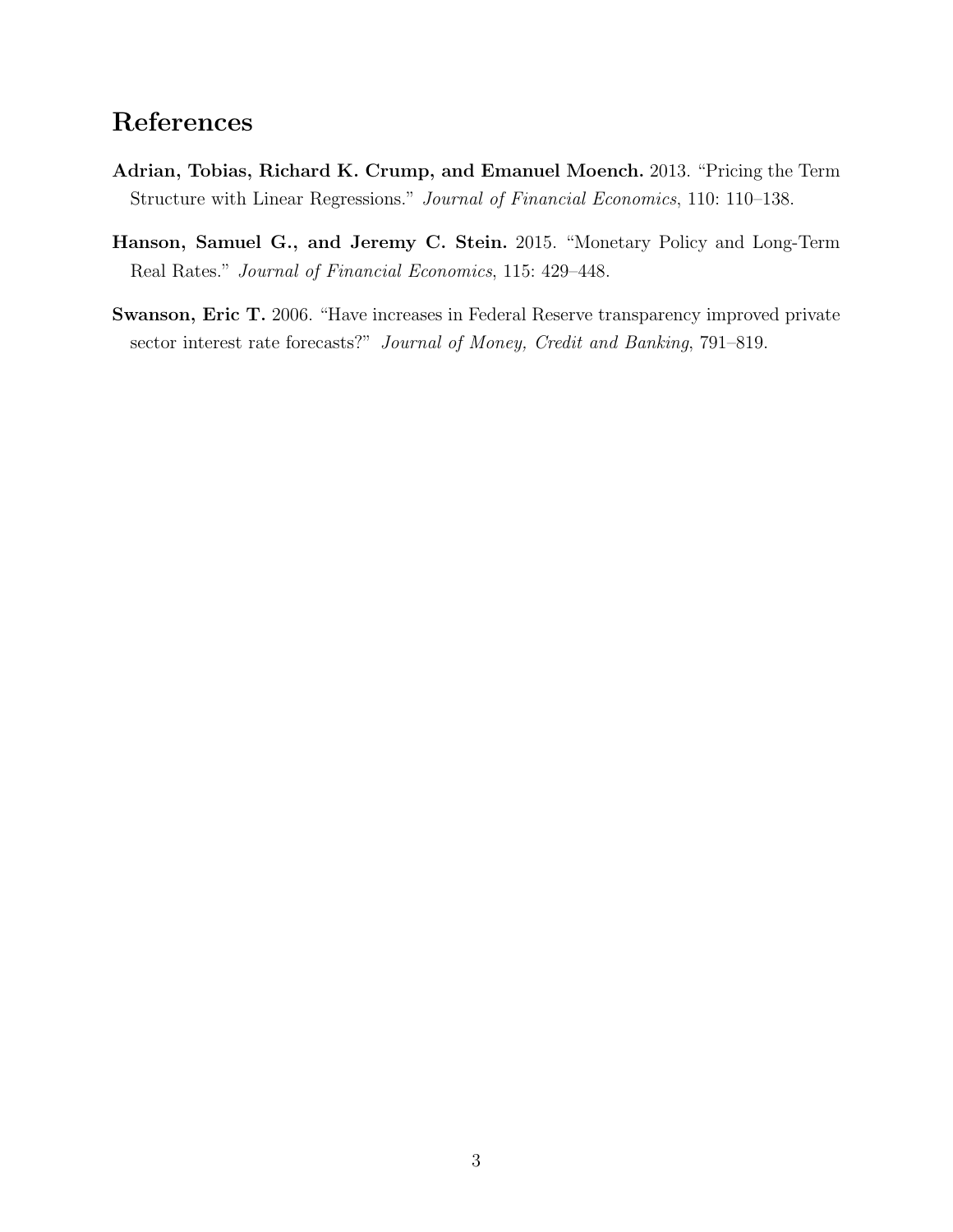## References

**Adrian, Tobias, Richard K. Crump, and Emanuel Moench.** 2013. "Pricing the Term Structure with Linear Regressions." *Journal of Financial Economics*, 110: 110–138.

**Hanson, Samuel G., and Jeremy C. Stein.** 2015. "Monetary Policy and Long-Term Real Rates." *Journal of Financial Economics*, 115: 429–448.

**Swanson, Eric T.** 2006. "Have increases in Federal Reserve transparency improved private sector interest rate forecasts?" *Journal of Money, Credit and Banking*, 791–819.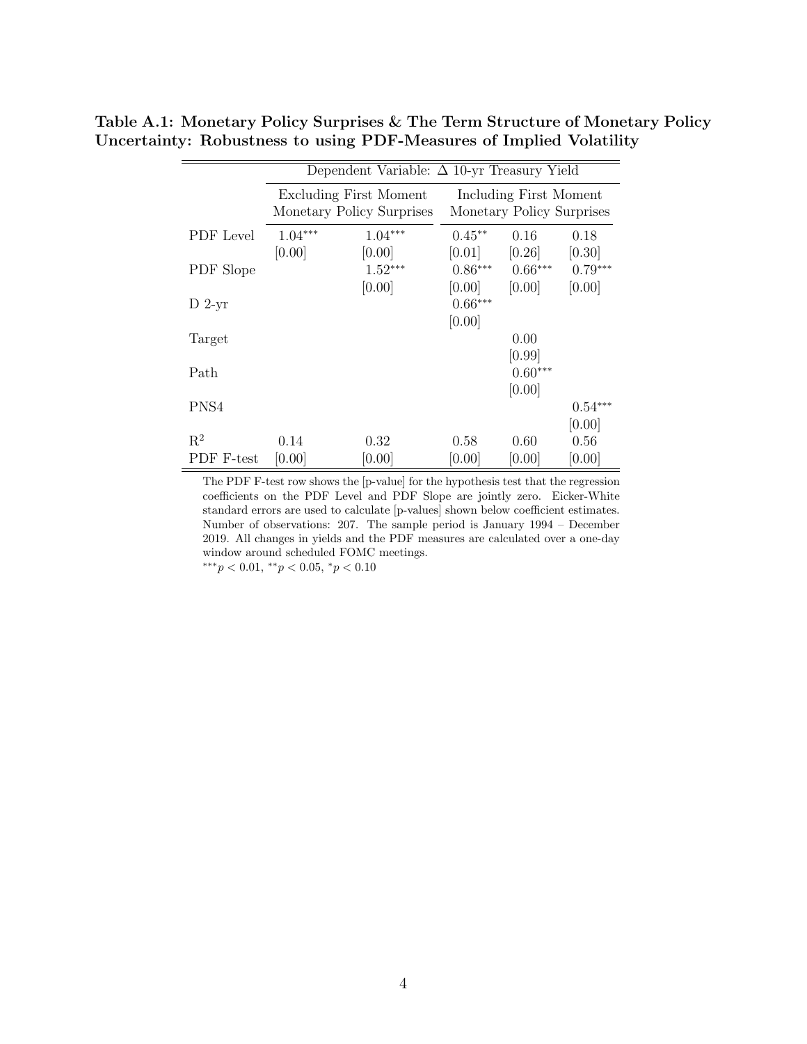**Table A.1: Monetary Policy Surprises & The Term Structure of Monetary Policy Uncertainty: Robustness to using PDF-Measures of Implied Volatility**

| | Dependent Variable: $\Delta$ 10-yr Treasury Yield | | | | |
|---|---|---|---|---|---|
| | Excluding First Moment Monetary Policy Surprises | | Including First Moment Monetary Policy Surprises | | |
| PDF Level | $1.04^{***}$ | $1.04^{***}$ | $0.45^{**}$ | 0.16 | 0.18 |
| | [0.00] | [0.00] | [0.01] | [0.26] | [0.30] |
| PDF Slope | | $1.52^{***}$ | $0.86^{***}$ | $0.66^{***}$ | $0.79^{***}$ |
| | | [0.00] | [0.00] | [0.00] | [0.00] |
| D 2-yr | | | $0.66^{***}$ | | |
| | | | [0.00] | | |
| Target | | | | 0.00 | |
| | | | | [0.99] | |
| Path | | | | $0.60^{***}$ | |
| | | | | [0.00] | |
| PNS4 | | | | | $0.54^{***}$ |
| | | | | | [0.00] |
| $R^2$ | 0.14 | 0.32 | 0.58 | 0.60 | 0.56 |
| PDF F-test | [0.00] | [0.00] | [0.00] | [0.00] | [0.00] |

The PDF F-test row shows the [p-value] for the hypothesis test that the regression coefficients on the PDF Level and PDF Slope are jointly zero. Eicker-White standard errors are used to calculate [p-values] shown below coefficient estimates. Number of observations: 207. The sample period is January 1994 – December 2019. All changes in yields and the PDF measures are calculated over a one-day window around scheduled FOMC meetings.

$^{***}p < 0.01$, $^{**}p < 0.05$, $^{*}p < 0.10$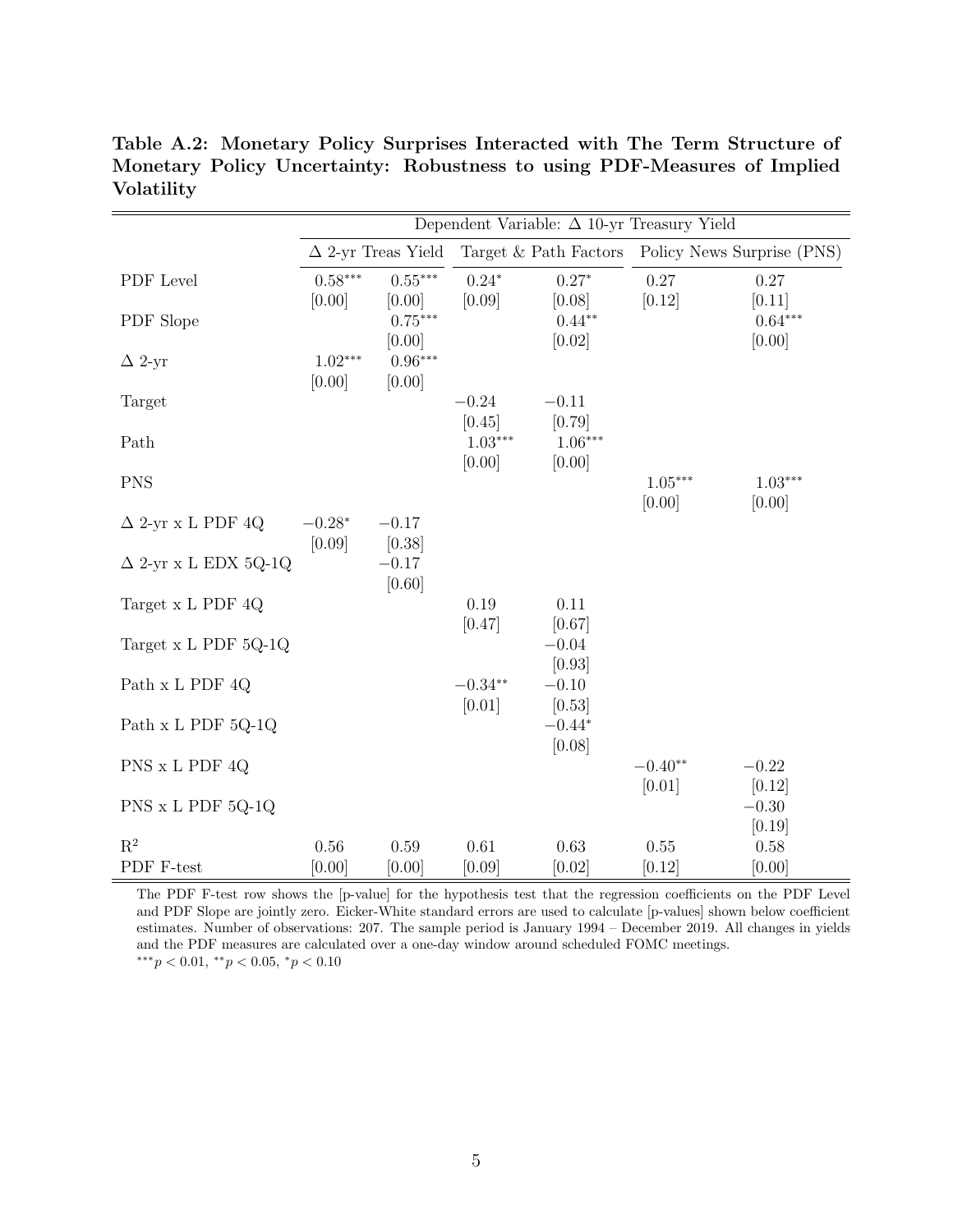**Table A.2: Monetary Policy Surprises Interacted with The Term Structure of Monetary Policy Uncertainty: Robustness to using PDF-Measures of Implied Volatility**

| | Dependent Variable: Δ 10-yr Treasury Yield | | | | | |
|---|---|---|---|---|---|---|
| | Δ 2-yr Treas Yield | | Target & Path Factors | | Policy News Surprise (PNS) | |
| PDF Level | $0.58^{***}$ | $0.55^{***}$ | $0.24^{*}$ | $0.27^{*}$ | 0.27 | 0.27 |
| | [0.00] | [0.00] | [0.09] | [0.08] | [0.12] | [0.11] |
| PDF Slope | | $0.75^{***}$ | | $0.44^{**}$ | | $0.64^{***}$ |
| | | [0.00] | | [0.02] | | [0.00] |
| Δ 2-yr | $1.02^{***}$ | $0.96^{***}$ | | | | |
| | [0.00] | [0.00] | | | | |
| Target | | | $-0.24$ | $-0.11$ | | |
| | | | [0.45] | [0.79] | | |
| Path | | | $1.03^{***}$ | $1.06^{***}$ | | |
| | | | [0.00] | [0.00] | | |
| PNS | | | | | $1.05^{***}$ | $1.03^{***}$ |
| | | | | | [0.00] | [0.00] |
| Δ 2-yr x L PDF 4Q | $-0.28^{*}$ | $-0.17$ | | | | |
| | [0.09] | [0.38] | | | | |
| Δ 2-yr x L EDX 5Q-1Q | | $-0.17$ | | | | |
| | | [0.60] | | | | |
| Target x L PDF 4Q | | | 0.19 | 0.11 | | |
| | | | [0.47] | [0.67] | | |
| Target x L PDF 5Q-1Q | | | | $-0.04$ | | |
| | | | | [0.93] | | |
| Path x L PDF 4Q | | | $-0.34^{**}$ | $-0.10$ | | |
| | | | [0.01] | [0.53] | | |
| Path x L PDF 5Q-1Q | | | | $-0.44^{*}$ | | |
| | | | | [0.08] | | |
| PNS x L PDF 4Q | | | | | $-0.40^{**}$ | $-0.22$ |
| | | | | | [0.01] | [0.12] |
| PNS x L PDF 5Q-1Q | | | | | | $-0.30$ |
| | | | | | | [0.19] |
| $R^2$ | 0.56 | 0.59 | 0.61 | 0.63 | 0.55 | 0.58 |
| PDF F-test | [0.00] | [0.00] | [0.09] | [0.02] | [0.12] | [0.00] |

The PDF F-test row shows the [p-value] for the hypothesis test that the regression coefficients on the PDF Level and PDF Slope are jointly zero. Eicker-White standard errors are used to calculate [p-values] shown below coefficient estimates. Number of observations: 207. The sample period is January 1994 – December 2019. All changes in yields and the PDF measures are calculated over a one-day window around scheduled FOMC meetings.

$^{***}p < 0.01$, $^{**}p < 0.05$, $^{*}p < 0.10$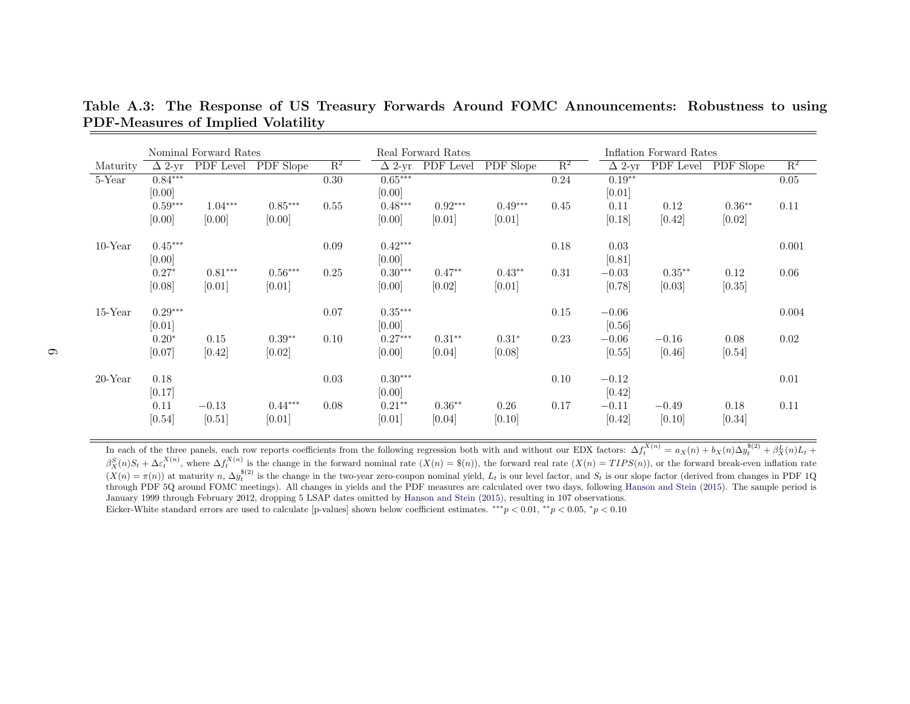**Table A.3: The Response of US Treasury Forwards Around FOMC Announcements: Robustness to using PDF-Measures of Implied Volatility**

| | Nominal Forward Rates | | | | Real Forward Rates | | | | Inflation Forward Rates | | | |
|---|---|---|---|---|---|---|---|---|---|---|---|---|
| Maturity | Δ 2-yr | PDF Level | PDF Slope | $R^2$ | Δ 2-yr | PDF Level | PDF Slope | $R^2$ | Δ 2-yr | PDF Level | PDF Slope | $R^2$ |
| 5-Year | $0.84^{***}$ | | | 0.30 | $0.65^{***}$ | | | 0.24 | $0.19^{**}$ | | | 0.05 |
| | [0.00] | | | | [0.00] | | | | [0.01] | | | |
| | $0.59^{***}$ | $1.04^{***}$ | $0.85^{***}$ | 0.55 | $0.48^{***}$ | $0.92^{***}$ | $0.49^{***}$ | 0.45 | 0.11 | 0.12 | $0.36^{**}$ | 0.11 |
| | [0.00] | [0.00] | [0.00] | | [0.00] | [0.01] | [0.01] | | [0.18] | [0.42] | [0.02] | |
| 10-Year | $0.45^{***}$ | | | 0.09 | $0.42^{***}$ | | | 0.18 | 0.03 | | | 0.001 |
| | [0.00] | | | | [0.00] | | | | [0.81] | | | |
| | $0.27^{*}$ | $0.81^{***}$ | $0.56^{***}$ | 0.25 | $0.30^{***}$ | $0.47^{**}$ | $0.43^{**}$ | 0.31 | $-0.03$ | $0.35^{**}$ | 0.12 | 0.06 |
| | [0.08] | [0.01] | [0.01] | | [0.00] | [0.02] | [0.01] | | [0.78] | [0.03] | [0.35] | |
| 15-Year | $0.29^{***}$ | | | 0.07 | $0.35^{***}$ | | | 0.15 | $-0.06$ | | | 0.004 |
| | [0.01] | | | | [0.00] | | | | [0.56] | | | |
| | $0.20^{*}$ | 0.15 | $0.39^{**}$ | 0.10 | $0.27^{***}$ | $0.31^{**}$ | $0.31^{*}$ | 0.23 | $-0.06$ | $-0.16$ | 0.08 | 0.02 |
| | [0.07] | [0.42] | [0.02] | | [0.00] | [0.04] | [0.08] | | [0.55] | [0.46] | [0.54] | |
| 20-Year | 0.18 | | | 0.03 | $0.30^{***}$ | | | 0.10 | $-0.12$ | | | 0.01 |
| | [0.17] | | | | [0.00] | | | | [0.42] | | | |
| | 0.11 | $-0.13$ | $0.44^{***}$ | 0.08 | $0.21^{**}$ | $0.36^{**}$ | 0.26 | 0.17 | $-0.11$ | $-0.49$ | 0.18 | 0.11 |
| | [0.54] | [0.51] | [0.01] | | [0.01] | [0.04] | [0.10] | | [0.42] | [0.10] | [0.34] | |

In each of the three panels, each row reports coefficients from the following regression both with and without our EDX factors: $\Delta f_t^{X(n)} = a_X(n) + b_X(n)\Delta y_t^{\$(2)} + \beta_X^L(n)L_t + \beta_X^S(n)S_t + \Delta\varepsilon_t^{X(n)}$, where $\Delta f_t^{X(n)}$ is the change in the forward nominal rate ($X(n) = \$(n)$), the forward real rate ($X(n) = TIPS(n)$), or the forward break-even inflation rate ($X(n) = \pi(n)$) at maturity $n$, $\Delta y_t^{\$(2)}$ is the change in the two-year zero-coupon nominal yield, $L_t$ is our level factor, and $S_t$ is our slope factor (derived from changes in PDF 1Q through PDF 5Q around FOMC meetings). All changes in yields and the PDF measures are calculated over two days, following Hanson and Stein (2015). The sample period is January 1999 through February 2012, dropping 5 LSAP dates omitted by Hanson and Stein (2015), resulting in 107 observations.
Eicker-White standard errors are used to calculate [p-values] shown below coefficient estimates. $^{***}p < 0.01$, $^{**}p < 0.05$, $^{*}p < 0.10$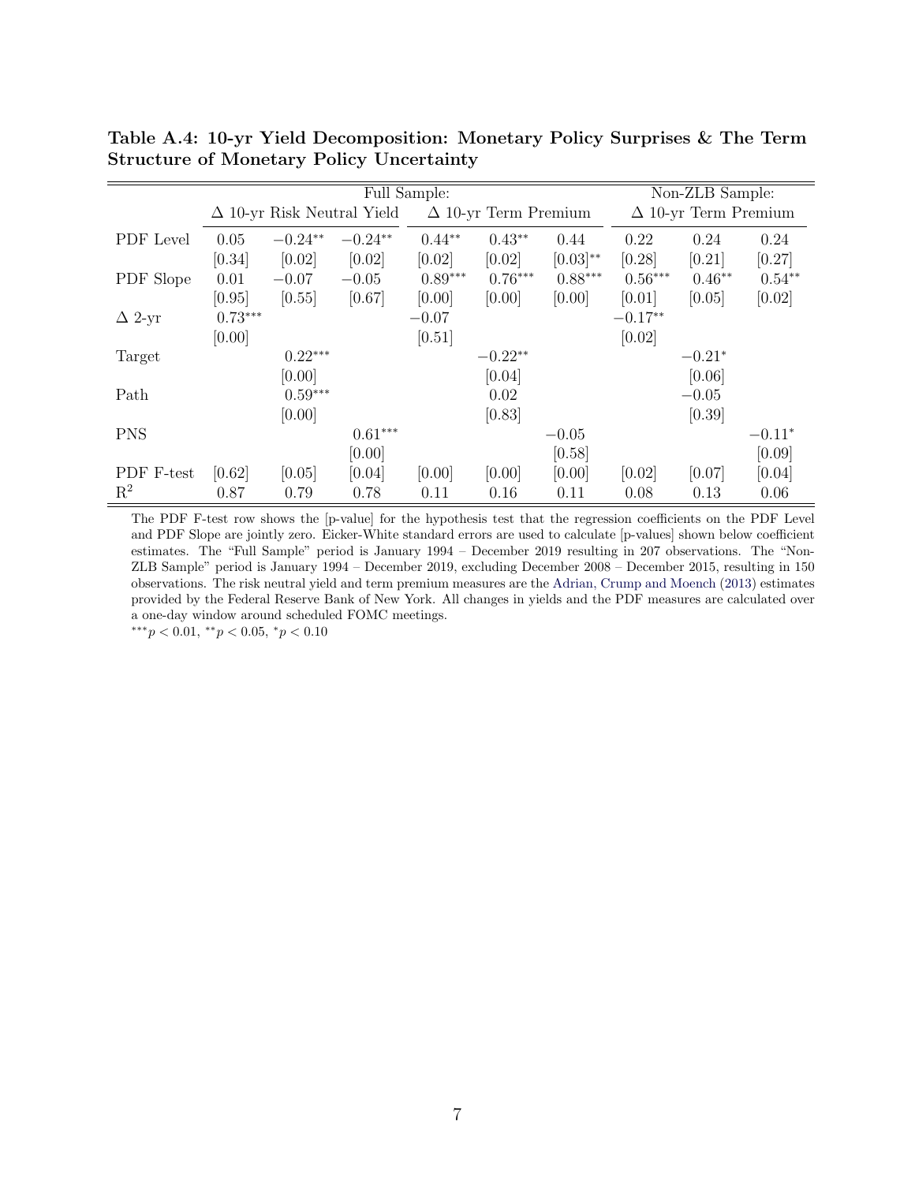**Table A.4: 10-yr Yield Decomposition: Monetary Policy Surprises & The Term Structure of Monetary Policy Uncertainty**

| | Full Sample: | | | | | | Non-ZLB Sample: | | |
|---|---|---|---|---|---|---|---|---|---|
| | Δ 10-yr Risk Neutral Yield | | | Δ 10-yr Term Premium | | | Δ 10-yr Term Premium | | |
| PDF Level | 0.05 | $-0.24^{**}$ | $-0.24^{**}$ | $0.44^{**}$ | $0.43^{**}$ | 0.44 | 0.22 | 0.24 | 0.24 |
| | [0.34] | [0.02] | [0.02] | [0.02] | [0.02] | $[0.03]^{**}$ | [0.28] | [0.21] | [0.27] |
| PDF Slope | 0.01 | −0.07 | −0.05 | $0.89^{***}$ | $0.76^{***}$ | $0.88^{***}$ | $0.56^{***}$ | $0.46^{**}$ | $0.54^{**}$ |
| | [0.95] | [0.55] | [0.67] | [0.00] | [0.00] | [0.00] | [0.01] | [0.05] | [0.02] |
| Δ 2-yr | $0.73^{***}$ | | | −0.07 | | | $-0.17^{**}$ | | |
| | [0.00] | | | [0.51] | | | [0.02] | | |
| Target | | $0.22^{***}$ | | | $-0.22^{**}$ | | | $-0.21^{*}$ | |
| | | [0.00] | | | [0.04] | | | [0.06] | |
| Path | | $0.59^{***}$ | | | 0.02 | | | −0.05 | |
| | | [0.00] | | | [0.83] | | | [0.39] | |
| PNS | | | $0.61^{***}$ | | | −0.05 | | | $-0.11^{*}$ |
| | | | [0.00] | | | [0.58] | | | [0.09] |
| PDF F-test | [0.62] | [0.05] | [0.04] | [0.00] | [0.00] | [0.00] | [0.02] | [0.07] | [0.04] |
| $R^2$ | 0.87 | 0.79 | 0.78 | 0.11 | 0.16 | 0.11 | 0.08 | 0.13 | 0.06 |

The PDF F-test row shows the [p-value] for the hypothesis test that the regression coefficients on the PDF Level and PDF Slope are jointly zero. Eicker-White standard errors are used to calculate [p-values] shown below coefficient estimates. The "Full Sample" period is January 1994 – December 2019 resulting in 207 observations. The "Non-ZLB Sample" period is January 1994 – December 2019, excluding December 2008 – December 2015, resulting in 150 observations. The risk neutral yield and term premium measures are the Adrian, Crump and Moench (2013) estimates provided by the Federal Reserve Bank of New York. All changes in yields and the PDF measures are calculated over a one-day window around scheduled FOMC meetings.

$^{***}p < 0.01$, $^{**}p < 0.05$, $^{*}p < 0.10$